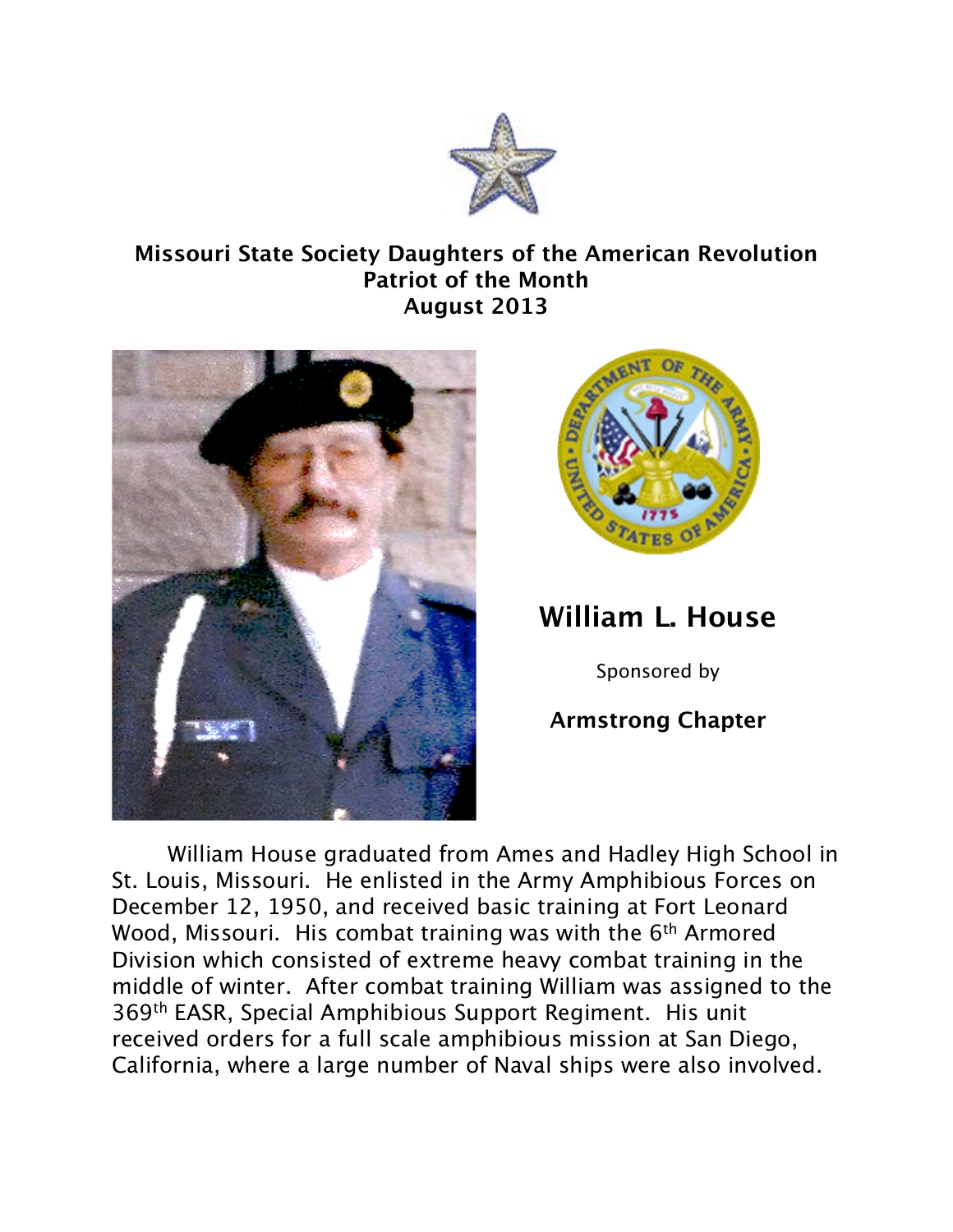**Missouri State Society Daughters of the American Revolution**
**Patriot of the Month**
**August 2013**

## William L. House

Sponsored by

**Armstrong Chapter**

William House graduated from Ames and Hadley High School in St. Louis, Missouri. He enlisted in the Army Amphibious Forces on December 12, 1950, and received basic training at Fort Leonard Wood, Missouri. His combat training was with the 6th Armored Division which consisted of extreme heavy combat training in the middle of winter. After combat training William was assigned to the 369th EASR, Special Amphibious Support Regiment. His unit received orders for a full scale amphibious mission at San Diego, California, where a large number of Naval ships were also involved.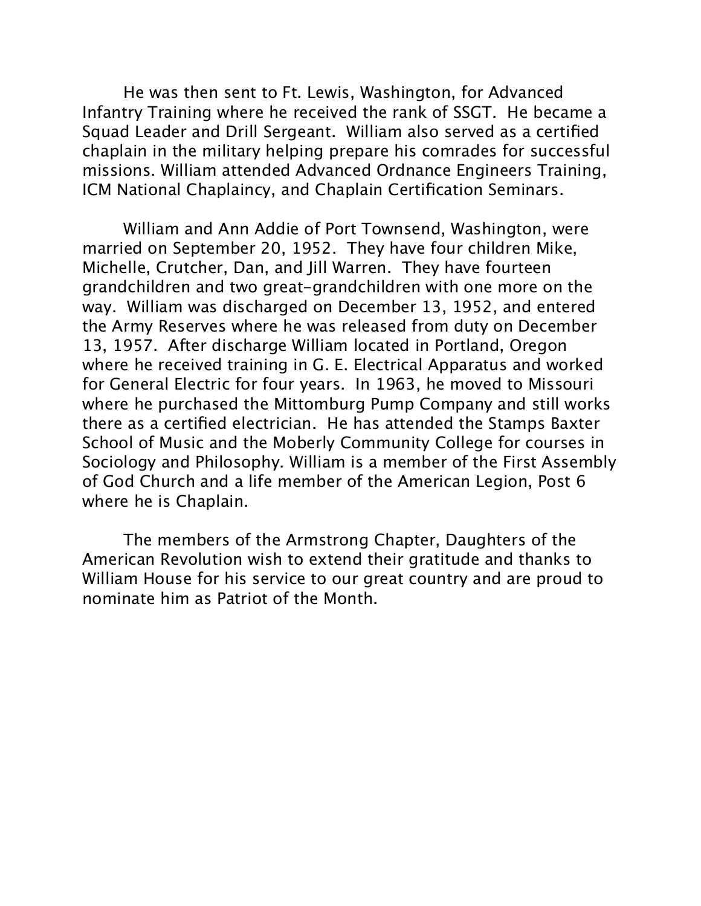He was then sent to Ft. Lewis, Washington, for Advanced Infantry Training where he received the rank of SSGT. He became a Squad Leader and Drill Sergeant. William also served as a certified chaplain in the military helping prepare his comrades for successful missions. William attended Advanced Ordnance Engineers Training, ICM National Chaplaincy, and Chaplain Certification Seminars.

William and Ann Addie of Port Townsend, Washington, were married on September 20, 1952. They have four children Mike, Michelle, Crutcher, Dan, and Jill Warren. They have fourteen grandchildren and two great-grandchildren with one more on the way. William was discharged on December 13, 1952, and entered the Army Reserves where he was released from duty on December 13, 1957. After discharge William located in Portland, Oregon where he received training in G. E. Electrical Apparatus and worked for General Electric for four years. In 1963, he moved to Missouri where he purchased the Mittomburg Pump Company and still works there as a certified electrician. He has attended the Stamps Baxter School of Music and the Moberly Community College for courses in Sociology and Philosophy. William is a member of the First Assembly of God Church and a life member of the American Legion, Post 6 where he is Chaplain.

The members of the Armstrong Chapter, Daughters of the American Revolution wish to extend their gratitude and thanks to William House for his service to our great country and are proud to nominate him as Patriot of the Month.